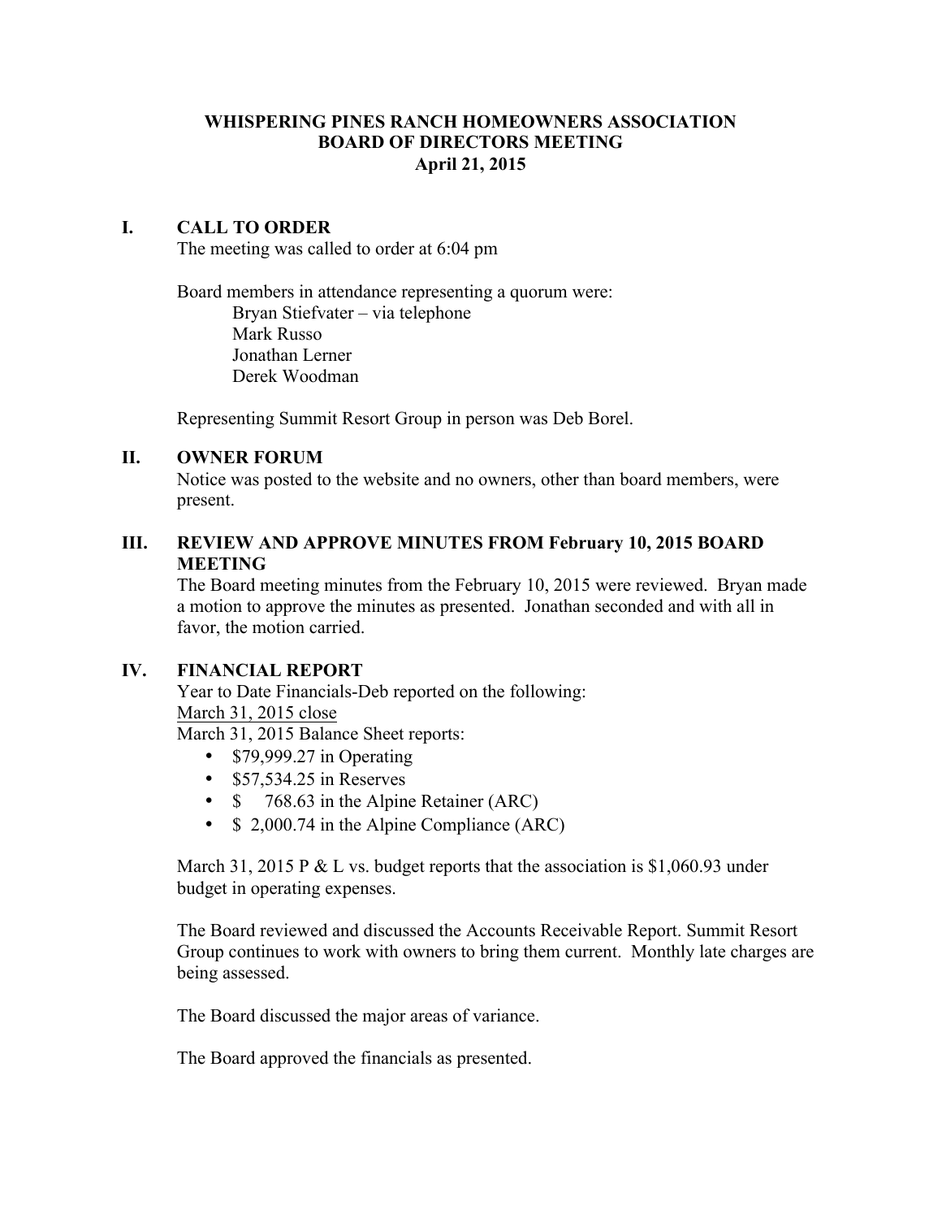# WHISPERING PINES RANCH HOMEOWNERS ASSOCIATION
## BOARD OF DIRECTORS MEETING
### April 21, 2015

## I. CALL TO ORDER

The meeting was called to order at 6:04 pm

Board members in attendance representing a quorum were:

Bryan Stiefvater – via telephone
Mark Russo
Jonathan Lerner
Derek Woodman

Representing Summit Resort Group in person was Deb Borel.

## II. OWNER FORUM

Notice was posted to the website and no owners, other than board members, were present.

## III. REVIEW AND APPROVE MINUTES FROM February 10, 2015 BOARD MEETING

The Board meeting minutes from the February 10, 2015 were reviewed. Bryan made a motion to approve the minutes as presented. Jonathan seconded and with all in favor, the motion carried.

## IV. FINANCIAL REPORT

Year to Date Financials-Deb reported on the following:

<u>March 31, 2015 close</u>

March 31, 2015 Balance Sheet reports:

- $79,999.27 in Operating
- $57,534.25 in Reserves
- $ 768.63 in the Alpine Retainer (ARC)
- $ 2,000.74 in the Alpine Compliance (ARC)

March 31, 2015 P & L vs. budget reports that the association is $1,060.93 under budget in operating expenses.

The Board reviewed and discussed the Accounts Receivable Report. Summit Resort Group continues to work with owners to bring them current. Monthly late charges are being assessed.

The Board discussed the major areas of variance.

The Board approved the financials as presented.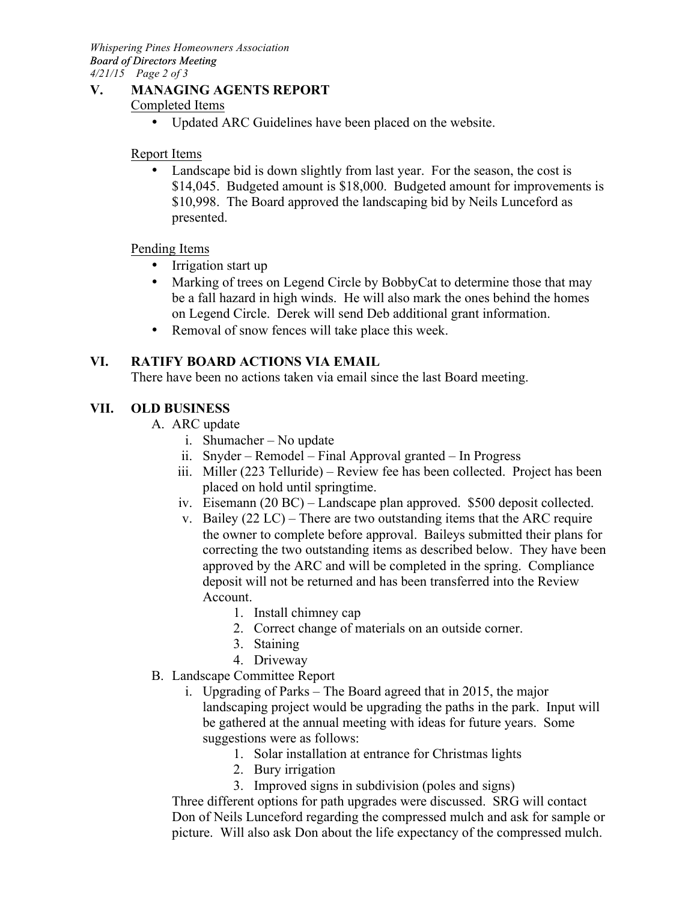## V. MANAGING AGENTS REPORT

Completed Items

- Updated ARC Guidelines have been placed on the website.

Report Items

- Landscape bid is down slightly from last year. For the season, the cost is $14,045. Budgeted amount is $18,000. Budgeted amount for improvements is $10,998. The Board approved the landscaping bid by Neils Lunceford as presented.

Pending Items

- Irrigation start up
- Marking of trees on Legend Circle by BobbyCat to determine those that may be a fall hazard in high winds. He will also mark the ones behind the homes on Legend Circle. Derek will send Deb additional grant information.
- Removal of snow fences will take place this week.

## VI. RATIFY BOARD ACTIONS VIA EMAIL

There have been no actions taken via email since the last Board meeting.

## VII. OLD BUSINESS

A. ARC update

  i. Shumacher – No update

  ii. Snyder – Remodel – Final Approval granted – In Progress

  iii. Miller (223 Telluride) – Review fee has been collected. Project has been placed on hold until springtime.

  iv. Eisemann (20 BC) – Landscape plan approved. $500 deposit collected.

  v. Bailey (22 LC) – There are two outstanding items that the ARC require the owner to complete before approval. Baileys submitted their plans for correcting the two outstanding items as described below. They have been approved by the ARC and will be completed in the spring. Compliance deposit will not be returned and has been transferred into the Review Account.

    1. Install chimney cap
    2. Correct change of materials on an outside corner.
    3. Staining
    4. Driveway

B. Landscape Committee Report

  i. Upgrading of Parks – The Board agreed that in 2015, the major landscaping project would be upgrading the paths in the park. Input will be gathered at the annual meeting with ideas for future years. Some suggestions were as follows:

    1. Solar installation at entrance for Christmas lights
    2. Bury irrigation
    3. Improved signs in subdivision (poles and signs)

  Three different options for path upgrades were discussed. SRG will contact Don of Neils Lunceford regarding the compressed mulch and ask for sample or picture. Will also ask Don about the life expectancy of the compressed mulch.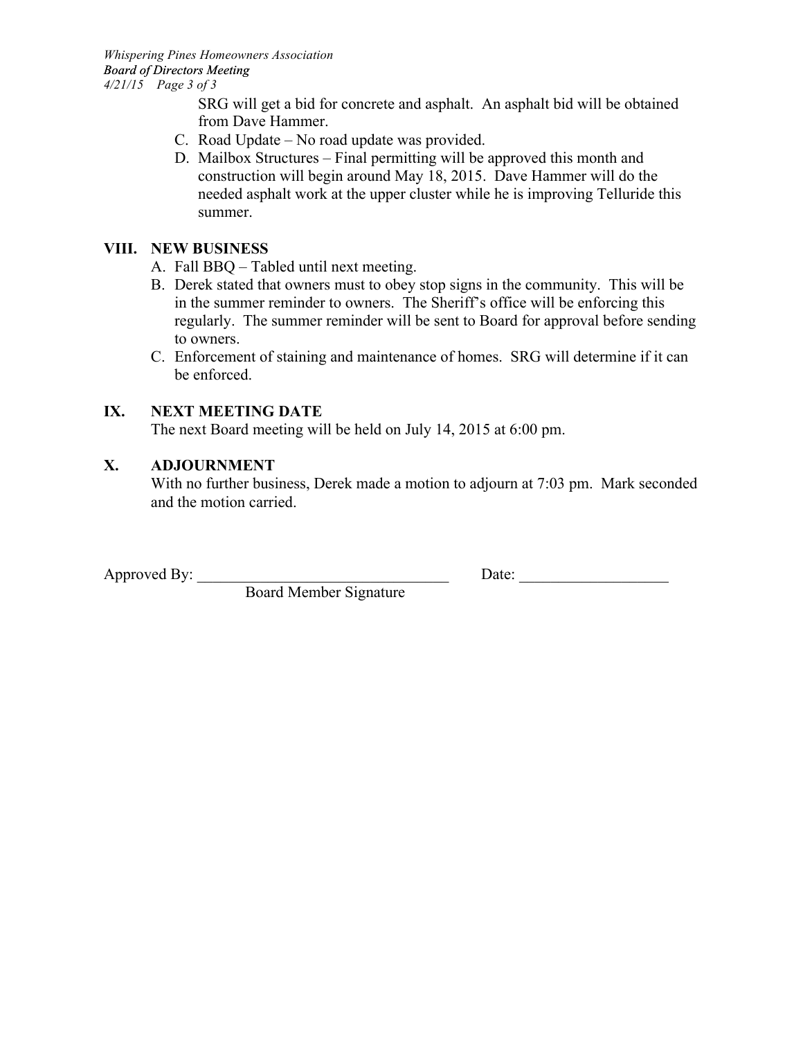SRG will get a bid for concrete and asphalt. An asphalt bid will be obtained from Dave Hammer.

C. Road Update – No road update was provided.
D. Mailbox Structures – Final permitting will be approved this month and construction will begin around May 18, 2015. Dave Hammer will do the needed asphalt work at the upper cluster while he is improving Telluride this summer.

## VIII. NEW BUSINESS

A. Fall BBQ – Tabled until next meeting.
B. Derek stated that owners must to obey stop signs in the community. This will be in the summer reminder to owners. The Sheriff's office will be enforcing this regularly. The summer reminder will be sent to Board for approval before sending to owners.
C. Enforcement of staining and maintenance of homes. SRG will determine if it can be enforced.

## IX. NEXT MEETING DATE

The next Board meeting will be held on July 14, 2015 at 6:00 pm.

## X. ADJOURNMENT

With no further business, Derek made a motion to adjourn at 7:03 pm. Mark seconded and the motion carried.

Approved By: ________________________________ Date: ___________________

Board Member Signature